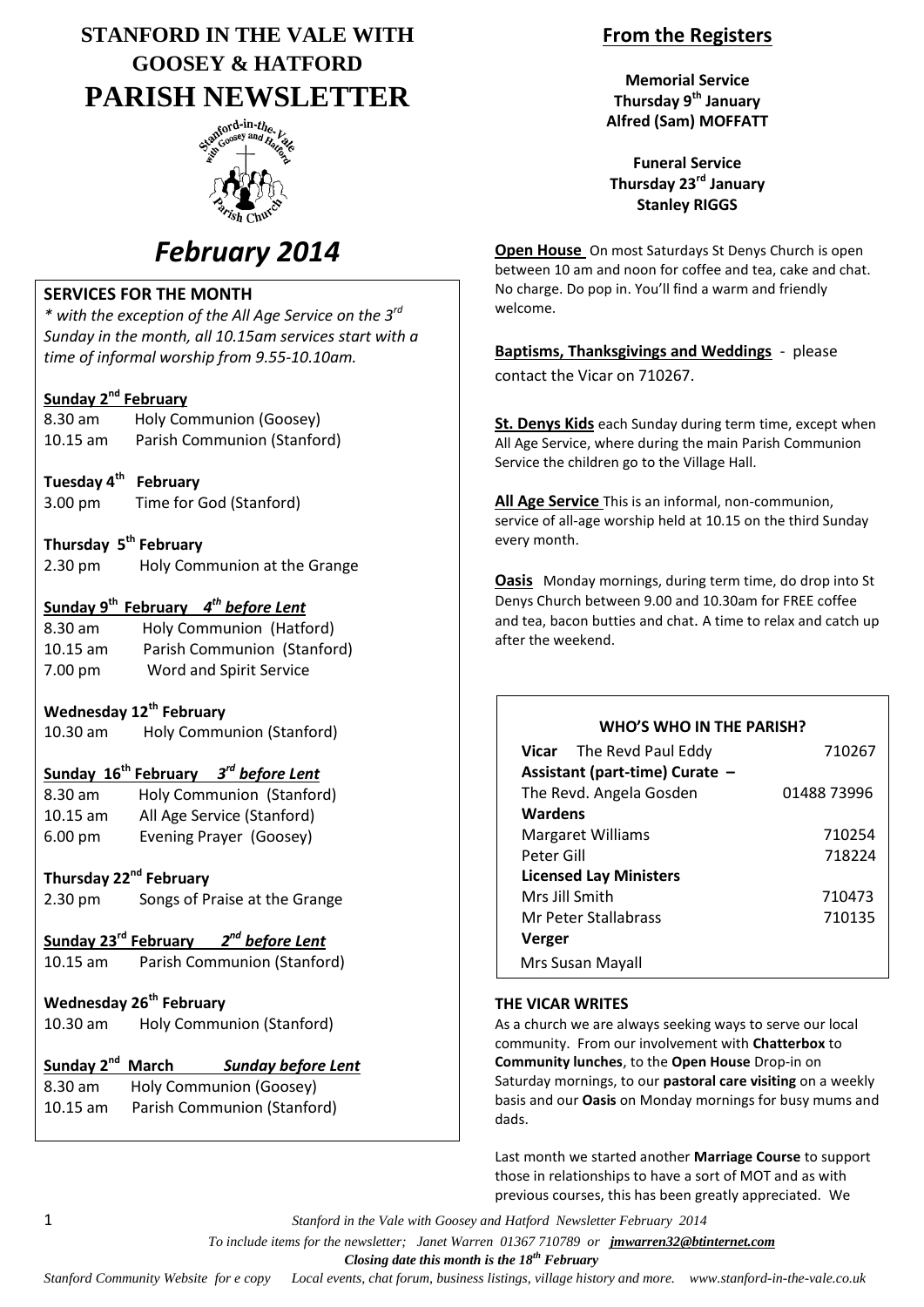# STANFORD IN THE VALE WITH GOOSEY & HATFORD

# PARISH NEWSLETTER

## *February 2014*

### SERVICES FOR THE MONTH

*\* with the exception of the All Age Service on the 3rd Sunday in the month, all 10.15am services start with a time of informal worship from 9.55-10.10am.*

**Sunday 2nd February**

8.30 am Holy Communion (Goosey)
10.15 am Parish Communion (Stanford)

**Tuesday 4th February**

3.00 pm Time for God (Stanford)

**Thursday 5th February**

2.30 pm Holy Communion at the Grange

**Sunday 9th February** ***4th before Lent***

8.30 am Holy Communion (Hatford)
10.15 am Parish Communion (Stanford)
7.00 pm Word and Spirit Service

**Wednesday 12th February**

10.30 am Holy Communion (Stanford)

**Sunday 16th February** ***3rd before Lent***

8.30 am Holy Communion (Stanford)
10.15 am All Age Service (Stanford)
6.00 pm Evening Prayer (Goosey)

**Thursday 22nd February**

2.30 pm Songs of Praise at the Grange

**Sunday 23rd February** ***2nd before Lent***

10.15 am Parish Communion (Stanford)

**Wednesday 26th February**

10.30 am Holy Communion (Stanford)

**Sunday 2nd March** ***Sunday before Lent***

8.30 am Holy Communion (Goosey)
10.15 am Parish Communion (Stanford)

## From the Registers

**Memorial Service**
**Thursday 9th January**
**Alfred (Sam) MOFFATT**

**Funeral Service**
**Thursday 23rd January**
**Stanley RIGGS**

**Open House** On most Saturdays St Denys Church is open between 10 am and noon for coffee and tea, cake and chat. No charge. Do pop in. You'll find a warm and friendly welcome.

**Baptisms, Thanksgivings and Weddings** - please contact the Vicar on 710267.

**St. Denys Kids** each Sunday during term time, except when All Age Service, where during the main Parish Communion Service the children go to the Village Hall.

**All Age Service** This is an informal, non-communion, service of all-age worship held at 10.15 on the third Sunday every month.

**Oasis** Monday mornings, during term time, do drop into St Denys Church between 9.00 and 10.30am for FREE coffee and tea, bacon butties and chat. A time to relax and catch up after the weekend.

### WHO'S WHO IN THE PARISH?

| | |
|---|---|
| **Vicar** The Revd Paul Eddy | 710267 |
| **Assistant (part-time) Curate –** | |
| The Revd. Angela Gosden | 01488 73996 |
| **Wardens** | |
| Margaret Williams | 710254 |
| Peter Gill | 718224 |
| **Licensed Lay Ministers** | |
| Mrs Jill Smith | 710473 |
| Mr Peter Stallabrass | 710135 |
| **Verger** | |
| Mrs Susan Mayall | |

### THE VICAR WRITES

As a church we are always seeking ways to serve our local community. From our involvement with **Chatterbox** to **Community lunches**, to the **Open House** Drop-in on Saturday mornings, to our **pastoral care visiting** on a weekly basis and our **Oasis** on Monday mornings for busy mums and dads.

Last month we started another **Marriage Course** to support those in relationships to have a sort of MOT and as with previous courses, this has been greatly appreciated. We

*To include items for the newsletter; Janet Warren 01367 710789 or* ***jmwarren32@btinternet.com***

***Closing date this month is the 18th February***

*Stanford Community Website for e copy Local events, chat forum, business listings, village history and more. www.stanford-in-the-vale.co.uk*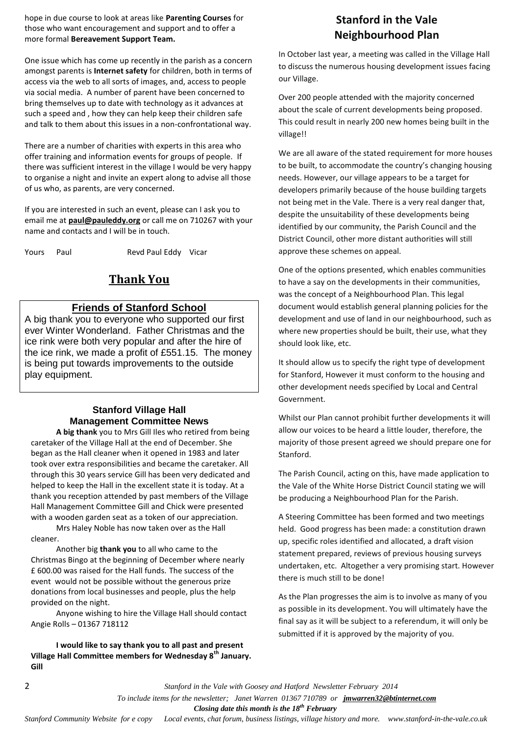hope in due course to look at areas like **Parenting Courses** for those who want encouragement and support and to offer a more formal **Bereavement Support Team.**

One issue which has come up recently in the parish as a concern amongst parents is **Internet safety** for children, both in terms of access via the web to all sorts of images, and, access to people via social media. A number of parent have been concerned to bring themselves up to date with technology as it advances at such a speed and , how they can help keep their children safe and talk to them about this issues in a non-confrontational way.

There are a number of charities with experts in this area who offer training and information events for groups of people. If there was sufficient interest in the village I would be very happy to organise a night and invite an expert along to advise all those of us who, as parents, are very concerned.

If you are interested in such an event, please can I ask you to email me at **paul@pauleddy.org** or call me on 710267 with your name and contacts and I will be in touch.

Yours Paul Revd Paul Eddy Vicar

## Thank You

### Friends of Stanford School

A big thank you to everyone who supported our first ever Winter Wonderland. Father Christmas and the ice rink were both very popular and after the hire of the ice rink, we made a profit of £551.15. The money is being put towards improvements to the outside play equipment.

### Stanford Village Hall Management Committee News

**A big thank** you to Mrs Gill Iles who retired from being caretaker of the Village Hall at the end of December. She began as the Hall cleaner when it opened in 1983 and later took over extra responsibilities and became the caretaker. All through this 30 years service Gill has been very dedicated and helped to keep the Hall in the excellent state it is today. At a thank you reception attended by past members of the Village Hall Management Committee Gill and Chick were presented with a wooden garden seat as a token of our appreciation.

Mrs Haley Noble has now taken over as the Hall cleaner.

Another big **thank you** to all who came to the Christmas Bingo at the beginning of December where nearly £ 600.00 was raised for the Hall funds. The success of the event would not be possible without the generous prize donations from local businesses and people, plus the help provided on the night.

Anyone wishing to hire the Village Hall should contact Angie Rolls – 01367 718112

**I would like to say thank you to all past and present Village Hall Committee members for Wednesday 8th January. Gill**

## Stanford in the Vale Neighbourhood Plan

In October last year, a meeting was called in the Village Hall to discuss the numerous housing development issues facing our Village.

Over 200 people attended with the majority concerned about the scale of current developments being proposed. This could result in nearly 200 new homes being built in the village!!

We are all aware of the stated requirement for more houses to be built, to accommodate the country's changing housing needs. However, our village appears to be a target for developers primarily because of the house building targets not being met in the Vale. There is a very real danger that, despite the unsuitability of these developments being identified by our community, the Parish Council and the District Council, other more distant authorities will still approve these schemes on appeal.

One of the options presented, which enables communities to have a say on the developments in their communities, was the concept of a Neighbourhood Plan. This legal document would establish general planning policies for the development and use of land in our neighbourhood, such as where new properties should be built, their use, what they should look like, etc.

It should allow us to specify the right type of development for Stanford, However it must conform to the housing and other development needs specified by Local and Central Government.

Whilst our Plan cannot prohibit further developments it will allow our voices to be heard a little louder, therefore, the majority of those present agreed we should prepare one for Stanford.

The Parish Council, acting on this, have made application to the Vale of the White Horse District Council stating we will be producing a Neighbourhood Plan for the Parish.

A Steering Committee has been formed and two meetings held. Good progress has been made: a constitution drawn up, specific roles identified and allocated, a draft vision statement prepared, reviews of previous housing surveys undertaken, etc. Altogether a very promising start. However there is much still to be done!

As the Plan progresses the aim is to involve as many of you as possible in its development. You will ultimately have the final say as it will be subject to a referendum, it will only be submitted if it is approved by the majority of you.

*To include items for the newsletter; Janet Warren 01367 710789 or* ***jmwarren32@btinternet.com***

***Closing date this month is the 18th February***

*Stanford Community Website for e copy Local events, chat forum, business listings, village history and more. www.stanford-in-the-vale.co.uk*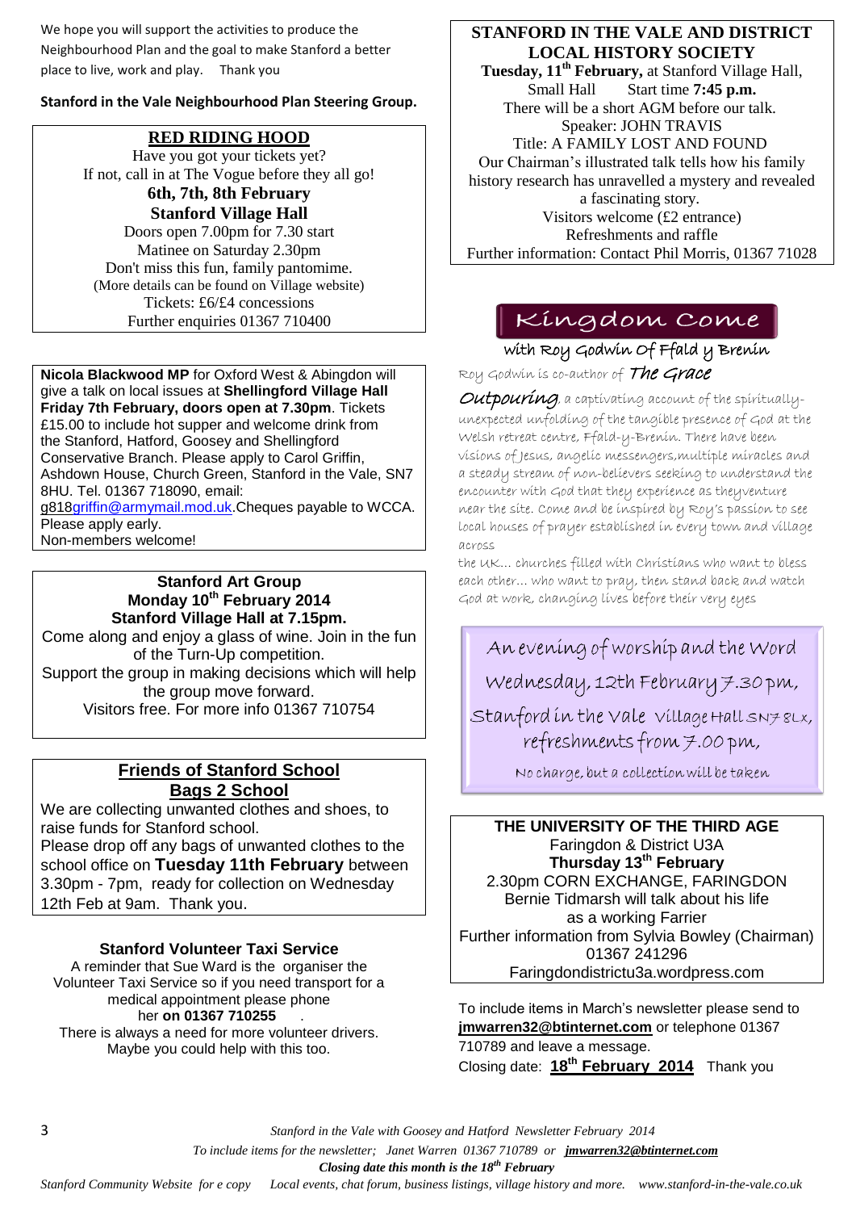We hope you will support the activities to produce the Neighbourhood Plan and the goal to make Stanford a better place to live, work and play. Thank you

**Stanford in the Vale Neighbourhood Plan Steering Group.**

## RED RIDING HOOD

Have you got your tickets yet?
If not, call in at The Vogue before they all go!

**6th, 7th, 8th February**
**Stanford Village Hall**

Doors open 7.00pm for 7.30 start
Matinee on Saturday 2.30pm
Don't miss this fun, family pantomime.
(More details can be found on Village website)
Tickets: £6/£4 concessions
Further enquiries 01367 710400

**Nicola Blackwood MP** for Oxford West & Abingdon will give a talk on local issues at **Shellingford Village Hall Friday 7th February, doors open at 7.30pm**. Tickets £15.00 to include hot supper and welcome drink from the Stanford, Hatford, Goosey and Shellingford Conservative Branch. Please apply to Carol Griffin, Ashdown House, Church Green, Stanford in the Vale, SN7 8HU. Tel. 01367 718090, email: g818griffin@armymail.mod.uk. Cheques payable to WCCA. Please apply early.
Non-members welcome!

## Stanford Art Group
**Monday 10th February 2014**
**Stanford Village Hall at 7.15pm.**

Come along and enjoy a glass of wine. Join in the fun of the Turn-Up competition.
Support the group in making decisions which will help the group move forward.
Visitors free. For more info 01367 710754

## Friends of Stanford School
## Bags 2 School

We are collecting unwanted clothes and shoes, to raise funds for Stanford school.
Please drop off any bags of unwanted clothes to the school office on **Tuesday 11th February** between 3.30pm - 7pm, ready for collection on Wednesday 12th Feb at 9am. Thank you.

## Stanford Volunteer Taxi Service

A reminder that Sue Ward is the organiser the Volunteer Taxi Service so if you need transport for a medical appointment please phone her **on 01367 710255** .
There is always a need for more volunteer drivers. Maybe you could help with this too.

## STANFORD IN THE VALE AND DISTRICT LOCAL HISTORY SOCIETY

**Tuesday, 11th February,** at Stanford Village Hall, Small Hall Start time **7:45 p.m.**
There will be a short AGM before our talk.
Speaker: JOHN TRAVIS
Title: A FAMILY LOST AND FOUND
Our Chairman's illustrated talk tells how his family history research has unravelled a mystery and revealed a fascinating story.
Visitors welcome (£2 entrance)
Refreshments and raffle
Further information: Contact Phil Morris, 01367 71028

## Kingdom Come

### with Roy Godwin Of Ffald y Brenin

Roy Godwin is co-author of ***The Grace Outpouring***, a captivating account of the spiritually-unexpected unfolding of the tangible presence of God at the Welsh retreat centre, Ffald-y-Brenin. There have been visions of Jesus, angelic messengers, multiple miracles and a steady stream of non-believers seeking to understand the encounter with God that they experience as they venture near the site. Come and be inspired by Roy's passion to see local houses of prayer established in every town and village across
the UK... churches filled with Christians who want to bless each other... who want to pray, then stand back and watch God at work, changing lives before their very eyes

An evening of worship and the Word
Wednesday, 12th February 7.30 pm,
Stanford in the Vale Village Hall SN7 8LX,
refreshments from 7.00 pm,
No charge, but a collection will be taken

## THE UNIVERSITY OF THE THIRD AGE

Faringdon & District U3A
**Thursday 13th February**
2.30pm CORN EXCHANGE, FARINGDON
Bernie Tidmarsh will talk about his life as a working Farrier
Further information from Sylvia Bowley (Chairman) 01367 241296
Faringdondistrictu3a.wordpress.com

To include items in March's newsletter please send to **jmwarren32@btinternet.com** or telephone 01367 710789 and leave a message.
Closing date: **18th February 2014** Thank you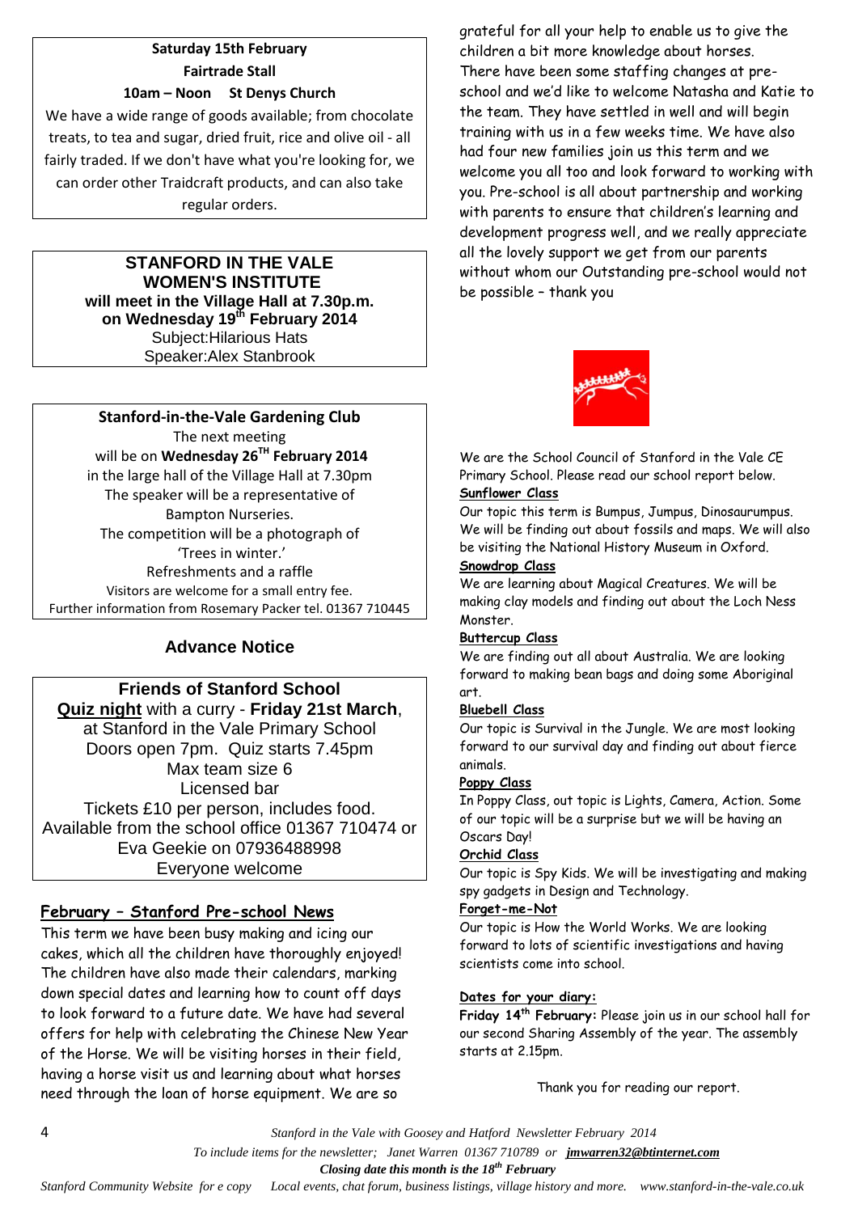**Saturday 15th February**
**Fairtrade Stall**
**10am – Noon St Denys Church**

We have a wide range of goods available; from chocolate treats, to tea and sugar, dried fruit, rice and olive oil - all fairly traded. If we don't have what you're looking for, we can order other Traidcraft products, and can also take regular orders.

## STANFORD IN THE VALE WOMEN'S INSTITUTE

**will meet in the Village Hall at 7.30p.m. on Wednesday 19th February 2014**

Subject:Hilarious Hats
Speaker:Alex Stanbrook

**Stanford-in-the-Vale Gardening Club**

The next meeting will be on **Wednesday 26TH February 2014** in the large hall of the Village Hall at 7.30pm

The speaker will be a representative of Bampton Nurseries.

The competition will be a photograph of 'Trees in winter.'

Refreshments and a raffle

Visitors are welcome for a small entry fee.

Further information from Rosemary Packer tel. 01367 710445

## Advance Notice

**Friends of Stanford School**

**Quiz night** with a curry - **Friday 21st March**, at Stanford in the Vale Primary School

Doors open 7pm. Quiz starts 7.45pm

Max team size 6

Licensed bar

Tickets £10 per person, includes food.

Available from the school office 01367 710474 or Eva Geekie on 07936488998

Everyone welcome

## February – Stanford Pre-school News

This term we have been busy making and icing our cakes, which all the children have thoroughly enjoyed! The children have also made their calendars, marking down special dates and learning how to count off days to look forward to a future date. We have had several offers for help with celebrating the Chinese New Year of the Horse. We will be visiting horses in their field, having a horse visit us and learning about what horses need through the loan of horse equipment. We are so grateful for all your help to enable us to give the children a bit more knowledge about horses.

There have been some staffing changes at pre-school and we'd like to welcome Natasha and Katie to the team. They have settled in well and will begin training with us in a few weeks time. We have also had four new families join us this term and we welcome you all too and look forward to working with you. Pre-school is all about partnership and working with parents to ensure that children's learning and development progress well, and we really appreciate all the lovely support we get from our parents without whom our Outstanding pre-school would not be possible – thank you

We are the School Council of Stanford in the Vale CE Primary School. Please read our school report below.

**Sunflower Class**

Our topic this term is Bumpus, Jumpus, Dinosaurumpus. We will be finding out about fossils and maps. We will also be visiting the National History Museum in Oxford.

**Snowdrop Class**

We are learning about Magical Creatures. We will be making clay models and finding out about the Loch Ness Monster.

**Buttercup Class**

We are finding out all about Australia. We are looking forward to making bean bags and doing some Aboriginal art.

**Bluebell Class**

Our topic is Survival in the Jungle. We are most looking forward to our survival day and finding out about fierce animals.

**Poppy Class**

In Poppy Class, out topic is Lights, Camera, Action. Some of our topic will be a surprise but we will be having an Oscars Day!

**Orchid Class**

Our topic is Spy Kids. We will be investigating and making spy gadgets in Design and Technology.

**Forget-me-Not**

Our topic is How the World Works. We are looking forward to lots of scientific investigations and having scientists come into school.

**Dates for your diary:**

**Friday 14th February:** Please join us in our school hall for our second Sharing Assembly of the year. The assembly starts at 2.15pm.

Thank you for reading our report.

*To include items for the newsletter; Janet Warren 01367 710789 or* ***jmwarren32@btinternet.com***

***Closing date this month is the 18th February***

*Stanford Community Website for e copy Local events, chat forum, business listings, village history and more. www.stanford-in-the-vale.co.uk*